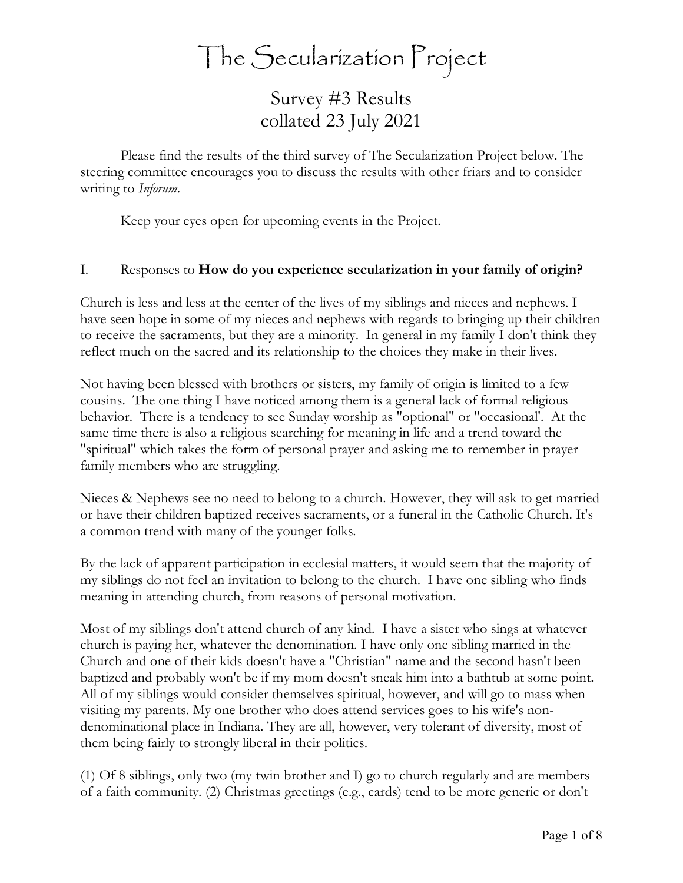# The Secularization Project

## Survey #3 Results
## collated 23 July 2021

Please find the results of the third survey of The Secularization Project below. The steering committee encourages you to discuss the results with other friars and to consider writing to *Inforum*.

Keep your eyes open for upcoming events in the Project.

### I. Responses to **How do you experience secularization in your family of origin?**

Church is less and less at the center of the lives of my siblings and nieces and nephews. I have seen hope in some of my nieces and nephews with regards to bringing up their children to receive the sacraments, but they are a minority. In general in my family I don't think they reflect much on the sacred and its relationship to the choices they make in their lives.

Not having been blessed with brothers or sisters, my family of origin is limited to a few cousins. The one thing I have noticed among them is a general lack of formal religious behavior. There is a tendency to see Sunday worship as "optional" or "occasional'. At the same time there is also a religious searching for meaning in life and a trend toward the "spiritual" which takes the form of personal prayer and asking me to remember in prayer family members who are struggling.

Nieces & Nephews see no need to belong to a church. However, they will ask to get married or have their children baptized receives sacraments, or a funeral in the Catholic Church. It's a common trend with many of the younger folks.

By the lack of apparent participation in ecclesial matters, it would seem that the majority of my siblings do not feel an invitation to belong to the church. I have one sibling who finds meaning in attending church, from reasons of personal motivation.

Most of my siblings don't attend church of any kind. I have a sister who sings at whatever church is paying her, whatever the denomination. I have only one sibling married in the Church and one of their kids doesn't have a "Christian" name and the second hasn't been baptized and probably won't be if my mom doesn't sneak him into a bathtub at some point. All of my siblings would consider themselves spiritual, however, and will go to mass when visiting my parents. My one brother who does attend services goes to his wife's non-denominational place in Indiana. They are all, however, very tolerant of diversity, most of them being fairly to strongly liberal in their politics.

(1) Of 8 siblings, only two (my twin brother and I) go to church regularly and are members of a faith community. (2) Christmas greetings (e.g., cards) tend to be more generic or don't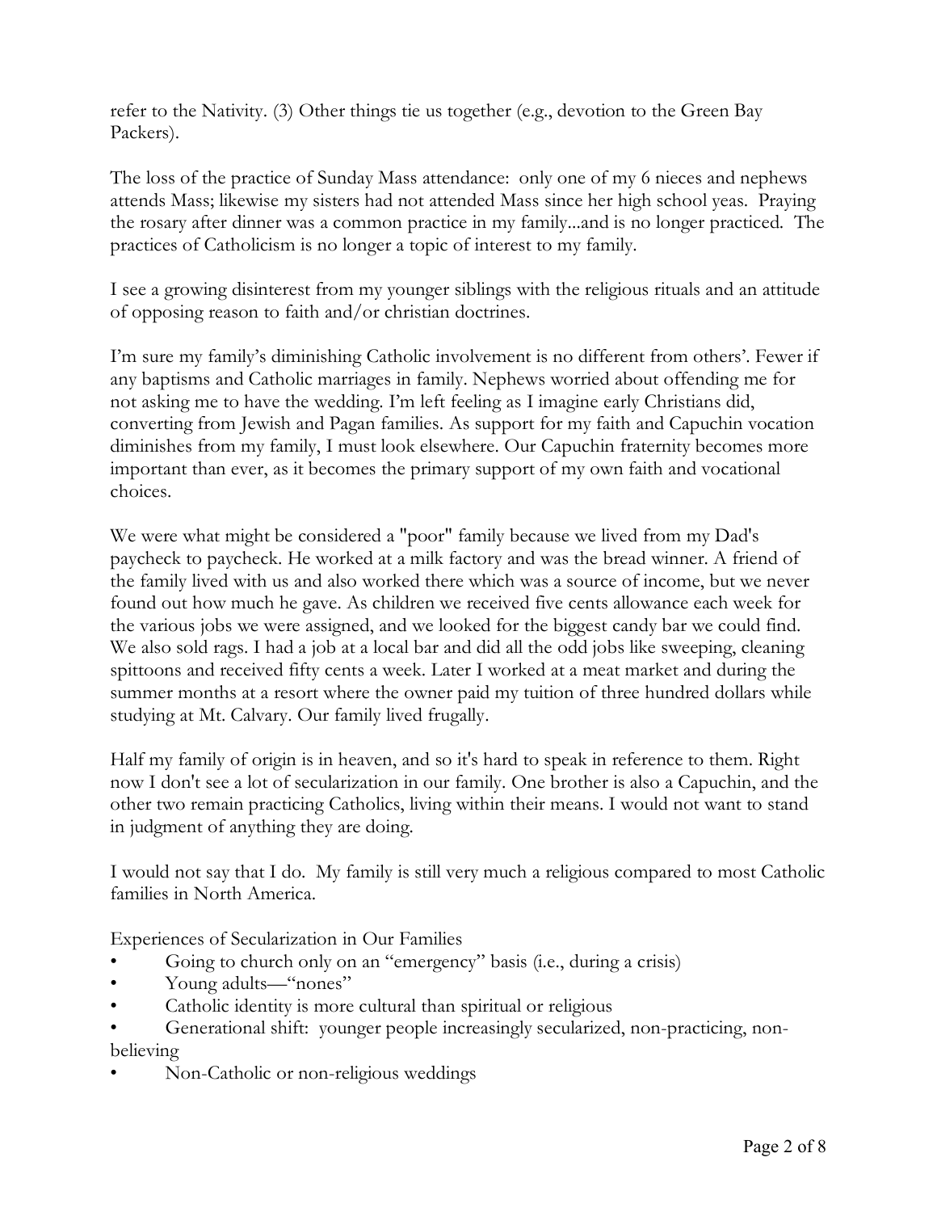refer to the Nativity. (3) Other things tie us together (e.g., devotion to the Green Bay Packers).

The loss of the practice of Sunday Mass attendance: only one of my 6 nieces and nephews attends Mass; likewise my sisters had not attended Mass since her high school yeas. Praying the rosary after dinner was a common practice in my family...and is no longer practiced. The practices of Catholicism is no longer a topic of interest to my family.

I see a growing disinterest from my younger siblings with the religious rituals and an attitude of opposing reason to faith and/or christian doctrines.

I'm sure my family's diminishing Catholic involvement is no different from others'. Fewer if any baptisms and Catholic marriages in family. Nephews worried about offending me for not asking me to have the wedding. I'm left feeling as I imagine early Christians did, converting from Jewish and Pagan families. As support for my faith and Capuchin vocation diminishes from my family, I must look elsewhere. Our Capuchin fraternity becomes more important than ever, as it becomes the primary support of my own faith and vocational choices.

We were what might be considered a "poor" family because we lived from my Dad's paycheck to paycheck. He worked at a milk factory and was the bread winner. A friend of the family lived with us and also worked there which was a source of income, but we never found out how much he gave. As children we received five cents allowance each week for the various jobs we were assigned, and we looked for the biggest candy bar we could find. We also sold rags. I had a job at a local bar and did all the odd jobs like sweeping, cleaning spittoons and received fifty cents a week. Later I worked at a meat market and during the summer months at a resort where the owner paid my tuition of three hundred dollars while studying at Mt. Calvary. Our family lived frugally.

Half my family of origin is in heaven, and so it's hard to speak in reference to them. Right now I don't see a lot of secularization in our family. One brother is also a Capuchin, and the other two remain practicing Catholics, living within their means. I would not want to stand in judgment of anything they are doing.

I would not say that I do. My family is still very much a religious compared to most Catholic families in North America.

Experiences of Secularization in Our Families

- Going to church only on an "emergency" basis (i.e., during a crisis)
- Young adults—"nones"
- Catholic identity is more cultural than spiritual or religious
- Generational shift: younger people increasingly secularized, non-practicing, non-believing
- Non-Catholic or non-religious weddings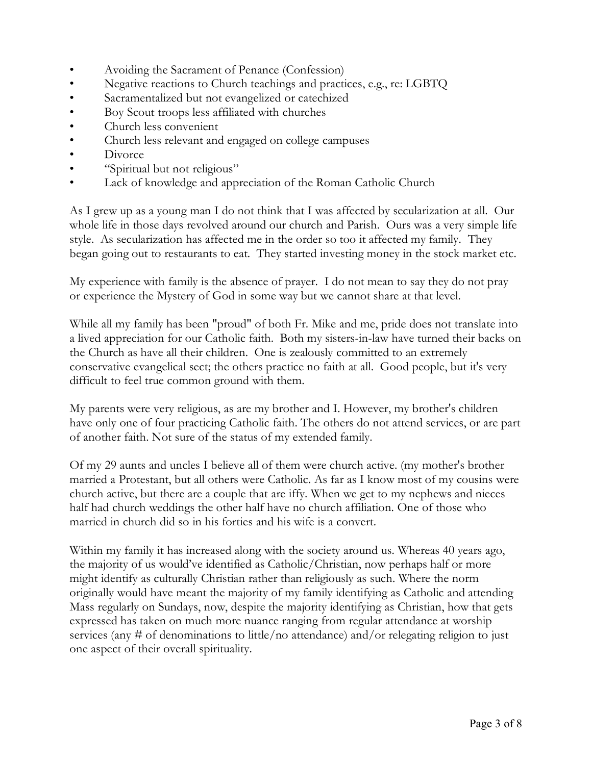- Avoiding the Sacrament of Penance (Confession)
- Negative reactions to Church teachings and practices, e.g., re: LGBTQ
- Sacramentalized but not evangelized or catechized
- Boy Scout troops less affiliated with churches
- Church less convenient
- Church less relevant and engaged on college campuses
- Divorce
- "Spiritual but not religious"
- Lack of knowledge and appreciation of the Roman Catholic Church

As I grew up as a young man I do not think that I was affected by secularization at all. Our whole life in those days revolved around our church and Parish. Ours was a very simple life style. As secularization has affected me in the order so too it affected my family. They began going out to restaurants to eat. They started investing money in the stock market etc.

My experience with family is the absence of prayer. I do not mean to say they do not pray or experience the Mystery of God in some way but we cannot share at that level.

While all my family has been "proud" of both Fr. Mike and me, pride does not translate into a lived appreciation for our Catholic faith. Both my sisters-in-law have turned their backs on the Church as have all their children. One is zealously committed to an extremely conservative evangelical sect; the others practice no faith at all. Good people, but it's very difficult to feel true common ground with them.

My parents were very religious, as are my brother and I. However, my brother's children have only one of four practicing Catholic faith. The others do not attend services, or are part of another faith. Not sure of the status of my extended family.

Of my 29 aunts and uncles I believe all of them were church active. (my mother's brother married a Protestant, but all others were Catholic. As far as I know most of my cousins were church active, but there are a couple that are iffy. When we get to my nephews and nieces half had church weddings the other half have no church affiliation. One of those who married in church did so in his forties and his wife is a convert.

Within my family it has increased along with the society around us. Whereas 40 years ago, the majority of us would've identified as Catholic/Christian, now perhaps half or more might identify as culturally Christian rather than religiously as such. Where the norm originally would have meant the majority of my family identifying as Catholic and attending Mass regularly on Sundays, now, despite the majority identifying as Christian, how that gets expressed has taken on much more nuance ranging from regular attendance at worship services (any # of denominations to little/no attendance) and/or relegating religion to just one aspect of their overall spirituality.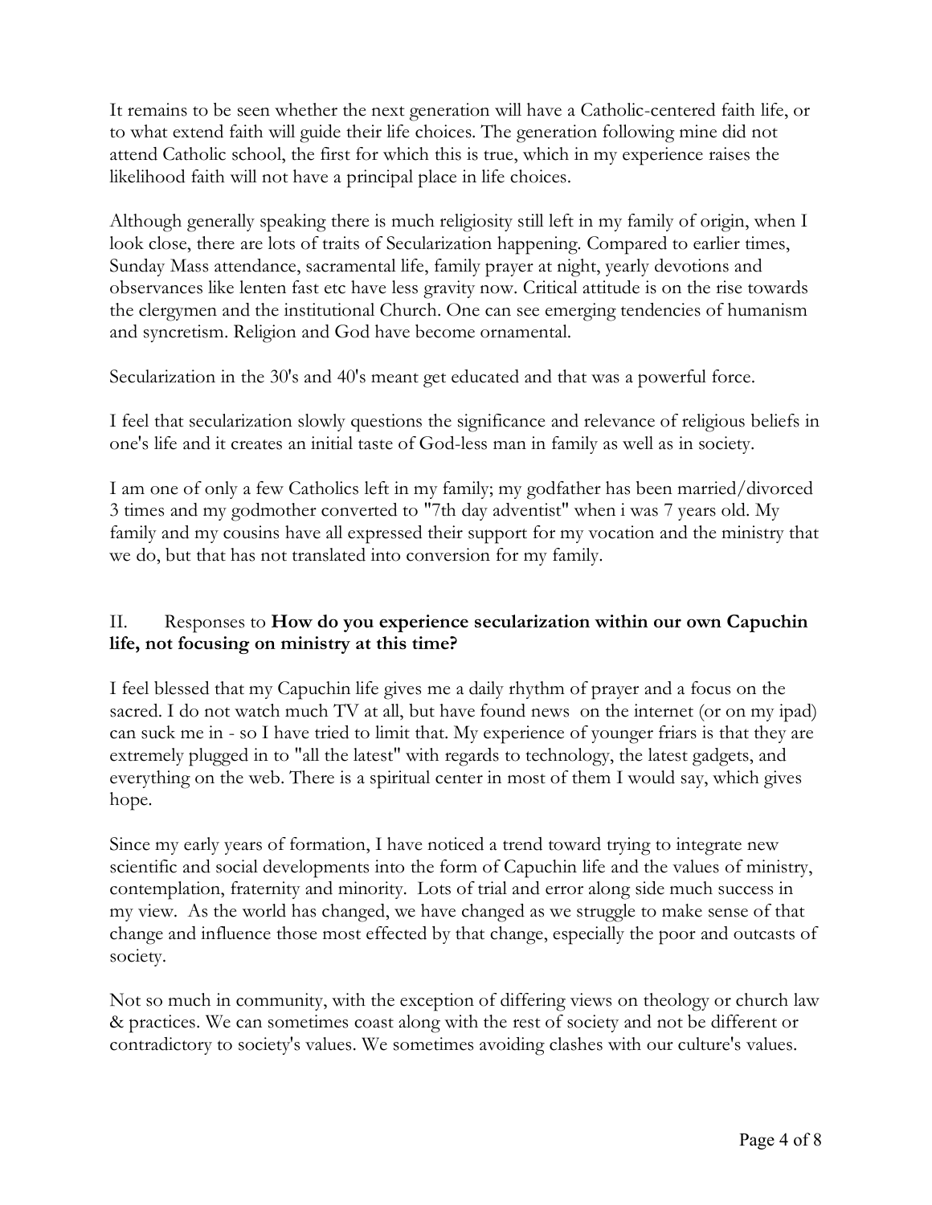It remains to be seen whether the next generation will have a Catholic-centered faith life, or to what extend faith will guide their life choices. The generation following mine did not attend Catholic school, the first for which this is true, which in my experience raises the likelihood faith will not have a principal place in life choices.

Although generally speaking there is much religiosity still left in my family of origin, when I look close, there are lots of traits of Secularization happening. Compared to earlier times, Sunday Mass attendance, sacramental life, family prayer at night, yearly devotions and observances like lenten fast etc have less gravity now. Critical attitude is on the rise towards the clergymen and the institutional Church. One can see emerging tendencies of humanism and syncretism. Religion and God have become ornamental.

Secularization in the 30's and 40's meant get educated and that was a powerful force.

I feel that secularization slowly questions the significance and relevance of religious beliefs in one's life and it creates an initial taste of God-less man in family as well as in society.

I am one of only a few Catholics left in my family; my godfather has been married/divorced 3 times and my godmother converted to "7th day adventist" when i was 7 years old. My family and my cousins have all expressed their support for my vocation and the ministry that we do, but that has not translated into conversion for my family.

## II. Responses to **How do you experience secularization within our own Capuchin life, not focusing on ministry at this time?**

I feel blessed that my Capuchin life gives me a daily rhythm of prayer and a focus on the sacred. I do not watch much TV at all, but have found news on the internet (or on my ipad) can suck me in - so I have tried to limit that. My experience of younger friars is that they are extremely plugged in to "all the latest" with regards to technology, the latest gadgets, and everything on the web. There is a spiritual center in most of them I would say, which gives hope.

Since my early years of formation, I have noticed a trend toward trying to integrate new scientific and social developments into the form of Capuchin life and the values of ministry, contemplation, fraternity and minority. Lots of trial and error along side much success in my view. As the world has changed, we have changed as we struggle to make sense of that change and influence those most effected by that change, especially the poor and outcasts of society.

Not so much in community, with the exception of differing views on theology or church law & practices. We can sometimes coast along with the rest of society and not be different or contradictory to society's values. We sometimes avoiding clashes with our culture's values.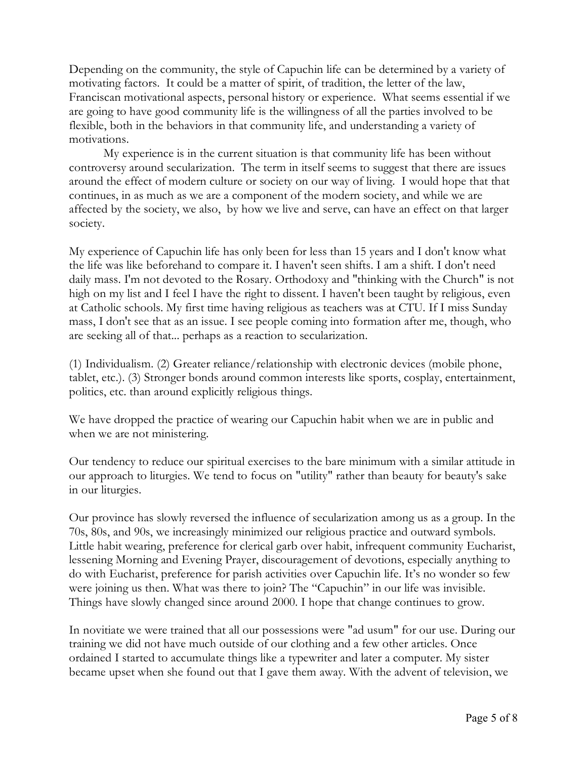Depending on the community, the style of Capuchin life can be determined by a variety of motivating factors. It could be a matter of spirit, of tradition, the letter of the law, Franciscan motivational aspects, personal history or experience. What seems essential if we are going to have good community life is the willingness of all the parties involved to be flexible, both in the behaviors in that community life, and understanding a variety of motivations.

My experience is in the current situation is that community life has been without controversy around secularization. The term in itself seems to suggest that there are issues around the effect of modern culture or society on our way of living. I would hope that that continues, in as much as we are a component of the modern society, and while we are affected by the society, we also, by how we live and serve, can have an effect on that larger society.

My experience of Capuchin life has only been for less than 15 years and I don't know what the life was like beforehand to compare it. I haven't seen shifts. I am a shift. I don't need daily mass. I'm not devoted to the Rosary. Orthodoxy and "thinking with the Church" is not high on my list and I feel I have the right to dissent. I haven't been taught by religious, even at Catholic schools. My first time having religious as teachers was at CTU. If I miss Sunday mass, I don't see that as an issue. I see people coming into formation after me, though, who are seeking all of that... perhaps as a reaction to secularization.

(1) Individualism. (2) Greater reliance/relationship with electronic devices (mobile phone, tablet, etc.). (3) Stronger bonds around common interests like sports, cosplay, entertainment, politics, etc. than around explicitly religious things.

We have dropped the practice of wearing our Capuchin habit when we are in public and when we are not ministering.

Our tendency to reduce our spiritual exercises to the bare minimum with a similar attitude in our approach to liturgies. We tend to focus on "utility" rather than beauty for beauty's sake in our liturgies.

Our province has slowly reversed the influence of secularization among us as a group. In the 70s, 80s, and 90s, we increasingly minimized our religious practice and outward symbols. Little habit wearing, preference for clerical garb over habit, infrequent community Eucharist, lessening Morning and Evening Prayer, discouragement of devotions, especially anything to do with Eucharist, preference for parish activities over Capuchin life. It's no wonder so few were joining us then. What was there to join? The "Capuchin" in our life was invisible. Things have slowly changed since around 2000. I hope that change continues to grow.

In novitiate we were trained that all our possessions were "ad usum" for our use. During our training we did not have much outside of our clothing and a few other articles. Once ordained I started to accumulate things like a typewriter and later a computer. My sister became upset when she found out that I gave them away. With the advent of television, we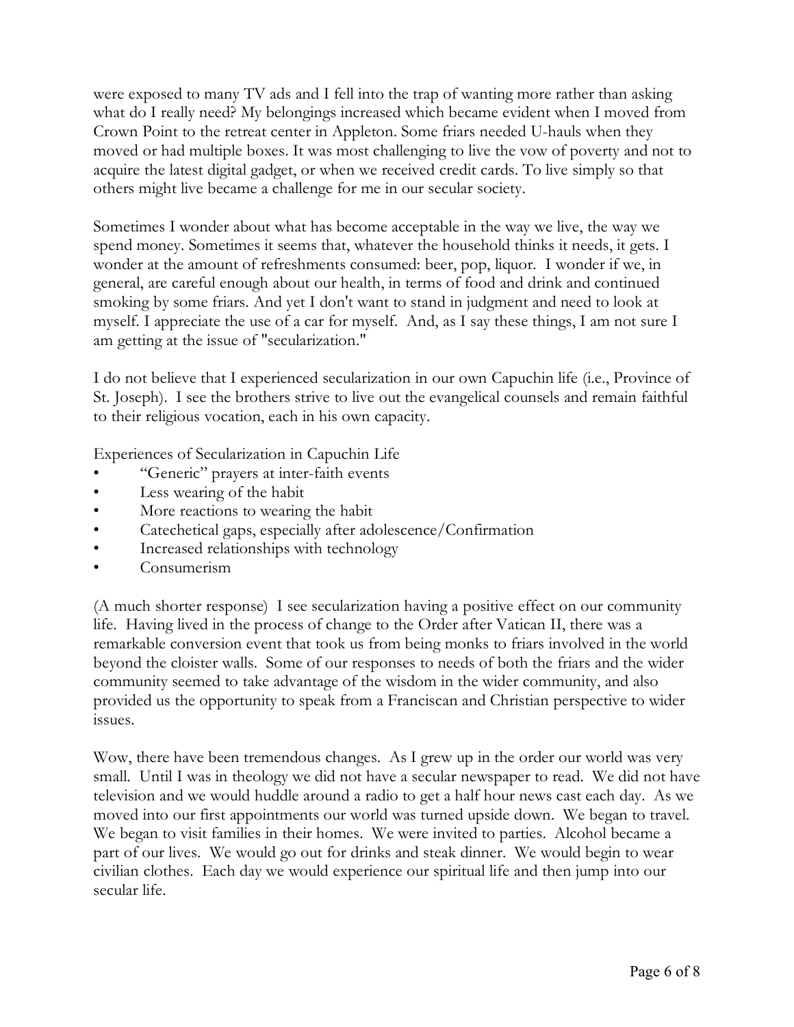were exposed to many TV ads and I fell into the trap of wanting more rather than asking what do I really need? My belongings increased which became evident when I moved from Crown Point to the retreat center in Appleton. Some friars needed U-hauls when they moved or had multiple boxes. It was most challenging to live the vow of poverty and not to acquire the latest digital gadget, or when we received credit cards. To live simply so that others might live became a challenge for me in our secular society.

Sometimes I wonder about what has become acceptable in the way we live, the way we spend money. Sometimes it seems that, whatever the household thinks it needs, it gets. I wonder at the amount of refreshments consumed: beer, pop, liquor. I wonder if we, in general, are careful enough about our health, in terms of food and drink and continued smoking by some friars. And yet I don't want to stand in judgment and need to look at myself. I appreciate the use of a car for myself. And, as I say these things, I am not sure I am getting at the issue of "secularization."

I do not believe that I experienced secularization in our own Capuchin life (i.e., Province of St. Joseph). I see the brothers strive to live out the evangelical counsels and remain faithful to their religious vocation, each in his own capacity.

Experiences of Secularization in Capuchin Life

- "Generic" prayers at inter-faith events
- Less wearing of the habit
- More reactions to wearing the habit
- Catechetical gaps, especially after adolescence/Confirmation
- Increased relationships with technology
- Consumerism

(A much shorter response) I see secularization having a positive effect on our community life. Having lived in the process of change to the Order after Vatican II, there was a remarkable conversion event that took us from being monks to friars involved in the world beyond the cloister walls. Some of our responses to needs of both the friars and the wider community seemed to take advantage of the wisdom in the wider community, and also provided us the opportunity to speak from a Franciscan and Christian perspective to wider issues.

Wow, there have been tremendous changes. As I grew up in the order our world was very small. Until I was in theology we did not have a secular newspaper to read. We did not have television and we would huddle around a radio to get a half hour news cast each day. As we moved into our first appointments our world was turned upside down. We began to travel. We began to visit families in their homes. We were invited to parties. Alcohol became a part of our lives. We would go out for drinks and steak dinner. We would begin to wear civilian clothes. Each day we would experience our spiritual life and then jump into our secular life.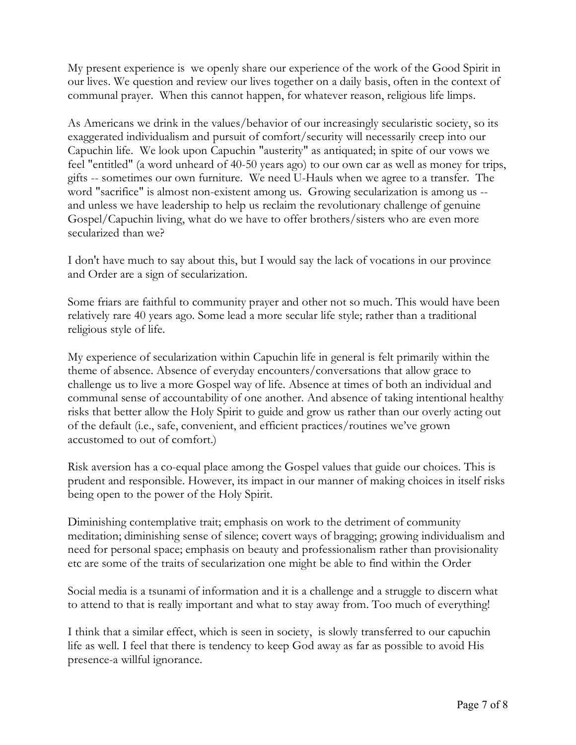My present experience is we openly share our experience of the work of the Good Spirit in our lives. We question and review our lives together on a daily basis, often in the context of communal prayer. When this cannot happen, for whatever reason, religious life limps.

As Americans we drink in the values/behavior of our increasingly secularistic society, so its exaggerated individualism and pursuit of comfort/security will necessarily creep into our Capuchin life. We look upon Capuchin "austerity" as antiquated; in spite of our vows we feel "entitled" (a word unheard of 40-50 years ago) to our own car as well as money for trips, gifts -- sometimes our own furniture. We need U-Hauls when we agree to a transfer. The word "sacrifice" is almost non-existent among us. Growing secularization is among us -- and unless we have leadership to help us reclaim the revolutionary challenge of genuine Gospel/Capuchin living, what do we have to offer brothers/sisters who are even more secularized than we?

I don't have much to say about this, but I would say the lack of vocations in our province and Order are a sign of secularization.

Some friars are faithful to community prayer and other not so much. This would have been relatively rare 40 years ago. Some lead a more secular life style; rather than a traditional religious style of life.

My experience of secularization within Capuchin life in general is felt primarily within the theme of absence. Absence of everyday encounters/conversations that allow grace to challenge us to live a more Gospel way of life. Absence at times of both an individual and communal sense of accountability of one another. And absence of taking intentional healthy risks that better allow the Holy Spirit to guide and grow us rather than our overly acting out of the default (i.e., safe, convenient, and efficient practices/routines we've grown accustomed to out of comfort.)

Risk aversion has a co-equal place among the Gospel values that guide our choices. This is prudent and responsible. However, its impact in our manner of making choices in itself risks being open to the power of the Holy Spirit.

Diminishing contemplative trait; emphasis on work to the detriment of community meditation; diminishing sense of silence; covert ways of bragging; growing individualism and need for personal space; emphasis on beauty and professionalism rather than provisionality etc are some of the traits of secularization one might be able to find within the Order

Social media is a tsunami of information and it is a challenge and a struggle to discern what to attend to that is really important and what to stay away from. Too much of everything!

I think that a similar effect, which is seen in society, is slowly transferred to our capuchin life as well. I feel that there is tendency to keep God away as far as possible to avoid His presence-a willful ignorance.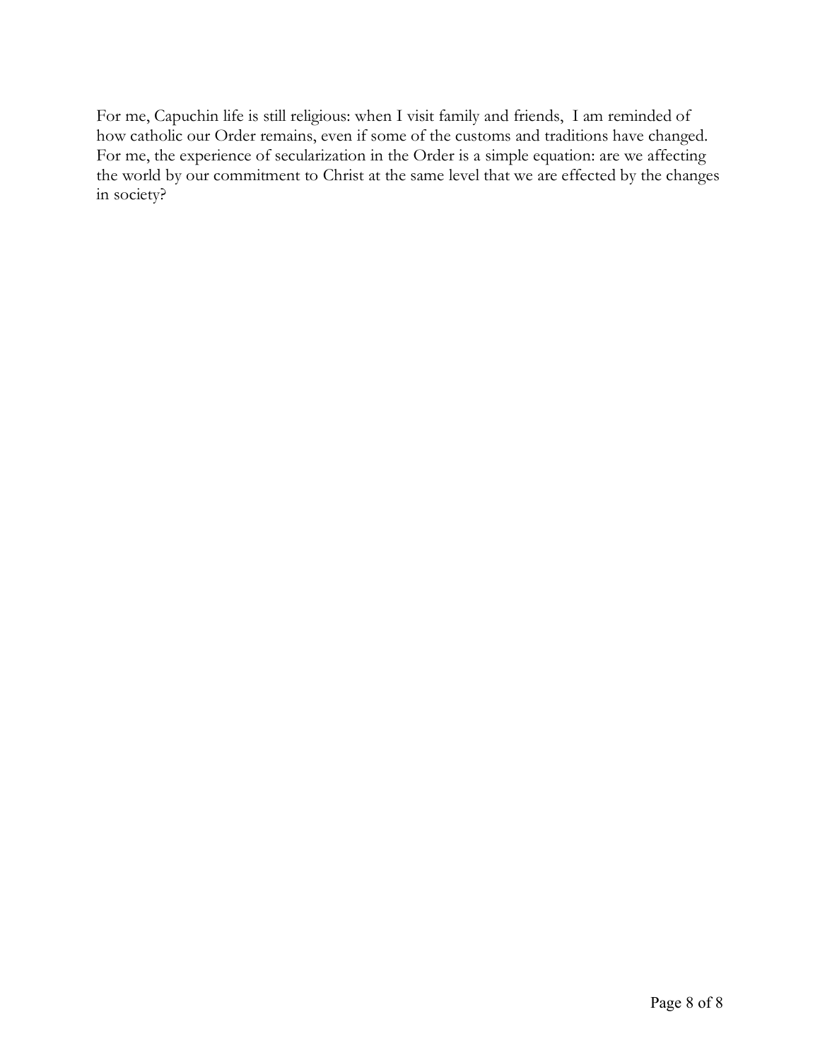For me, Capuchin life is still religious: when I visit family and friends, I am reminded of how catholic our Order remains, even if some of the customs and traditions have changed. For me, the experience of secularization in the Order is a simple equation: are we affecting the world by our commitment to Christ at the same level that we are effected by the changes in society?